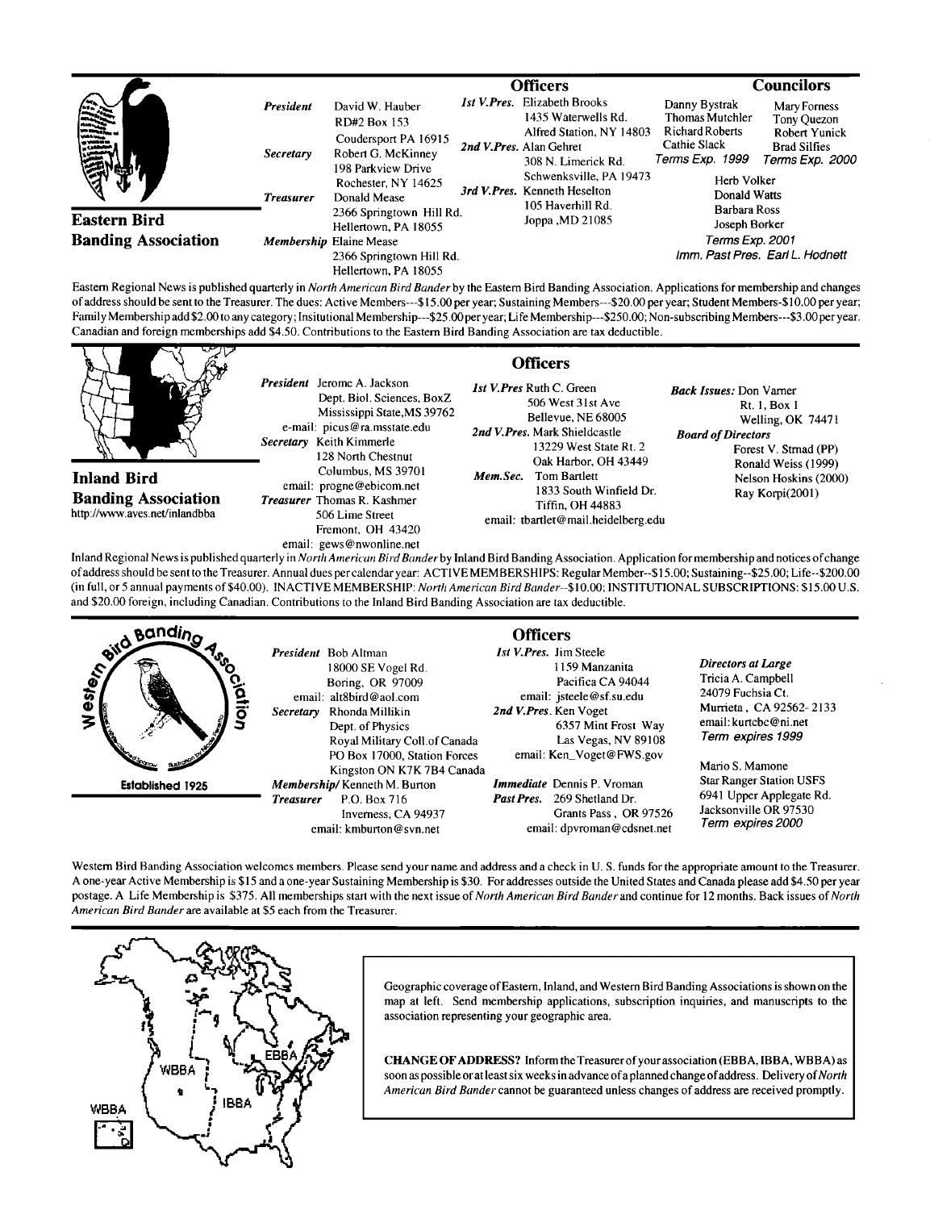## Eastern Bird Banding Association

### Officers

*President* David W. Hauber
RD#2 Box 153
Coudersport PA 16915

*Secretary* Robert G. McKinney
198 Parkview Drive
Rochester, NY 14625

*Treasurer* Donald Mease
2366 Springtown Hill Rd.
Hellertown, PA 18055

*Membership* Elaine Mease
2366 Springtown Hill Rd.
Hellertown, PA 18055

*1st V.Pres.* Elizabeth Brooks
1435 Waterwells Rd.
Alfred Station, NY 14803

*2nd V.Pres.* Alan Gehret
308 N. Limerick Rd.
Schwenksville, PA 19473

*3rd V.Pres.* Kenneth Heselton
105 Haverhill Rd.
Joppa ,MD 21085

### Councilors

Danny Bystrak
Thomas Mutchler
Richard Roberts
Cathie Slack
*Terms Exp. 1999*

Mary Forness
Tony Quezon
Robert Yunick
Brad Silfies
*Terms Exp. 2000*

Herb Volker
Donald Watts
Barbara Ross
Joseph Borker
*Terms Exp. 2001*

*Imm. Past Pres. Earl L. Hodnett*

Eastern Regional News is published quarterly in *North American Bird Bander* by the Eastern Bird Banding Association. Applications for membership and changes of address should be sent to the Treasurer. The dues: Active Members---$15.00 per year; Sustaining Members---$20.00 per year; Student Members-$10.00 per year; Family Membership add $2.00 to any category; Insitutional Membership---$25.00 per year; Life Membership---$250.00; Non-subscribing Members---$3.00 per year. Canadian and foreign memberships add $4.50. Contributions to the Eastern Bird Banding Association are tax deductible.

## Inland Bird Banding Association

http://www.aves.net/inlandbba

### Officers

*President* Jerome A. Jackson
Dept. Biol. Sciences, BoxZ
Mississippi State,MS 39762
e-mail: picus@ra.msstate.edu

*Secretary* Keith Kimmerle
128 North Chestnut
Columbus, MS 39701
email: progne@ebicom.net

*Treasurer* Thomas R. Kashmer
506 Lime Street
Fremont, OH 43420
email: gews@nwonline.net

*1st V.Pres* Ruth C. Green
506 West 31st Ave
Bellevue, NE 68005

*2nd V.Pres.* Mark Shieldcastle
13229 West State Rt. 2
Oak Harbor, OH 43449

*Mem.Sec.* Tom Bartlett
1833 South Winfield Dr.
Tiffin, OH 44883
email: tbartlet@mail.heidelberg.edu

*Back Issues:* Don Varner
Rt. 1, Box 1
Welling, OK 74471

*Board of Directors*
Forest V. Strnad (PP)
Ronald Weiss (1999)
Nelson Hoskins (2000)
Ray Korpi(2001)

Inland Regional News is published quarterly in *North American Bird Bander* by Inland Bird Banding Association. Application for membership and notices of change of address should be sent to the Treasurer. Annual dues per calendar year: ACTIVE MEMBERSHIPS: Regular Member--$15.00; Sustaining--$25.00; Life--$200.00 (in full, or 5 annual payments of $40.00). INACTIVE MEMBERSHIP: *North American Bird Bander*--$10.00; INSTITUTIONAL SUBSCRIPTIONS: $15.00 U.S. and $20.00 foreign, including Canadian. Contributions to the Inland Bird Banding Association are tax deductible.

## Western Bird Banding Association

Established 1925

### Officers

*President* Bob Altman
18000 SE Vogel Rd.
Boring, OR 97009
email: alt8bird@aol.com

*Secretary* Rhonda Millikin
Dept. of Physics
Royal Military Coll.of Canada
PO Box 17000, Station Forces
Kingston ON K7K 7B4 Canada

*Membership/Treasurer* Kenneth M. Burton
P.O. Box 716
Inverness, CA 94937
email: kmburton@svn.net

*1st V.Pres.* Jim Steele
1159 Manzanita
Pacifica CA 94044
email: jsteele@sf.su.edu

*2nd V.Pres.* Ken Voget
6357 Mint Frost Way
Las Vegas, NV 89108
email: Ken_Voget@FWS.gov

*Immediate Past Pres.* Dennis P. Vroman
269 Shetland Dr.
Grants Pass , OR 97526
email: dpvroman@cdsnet.net

*Directors at Large*
Tricia A. Campbell
24079 Fuchsia Ct.
Murrieta , CA 92562- 2133
email: kurtcbc@ni.net
*Term expires 1999*

Mario S. Mamone
Star Ranger Station USFS
6941 Upper Applegate Rd.
Jacksonville OR 97530
*Term expires 2000*

Western Bird Banding Association welcomes members. Please send your name and address and a check in U. S. funds for the appropriate amount to the Treasurer. A one-year Active Membership is $15 and a one-year Sustaining Membership is $30. For addresses outside the United States and Canada please add $4.50 per year postage. A Life Membership is $375. All memberships start with the next issue of *North American Bird Bander* and continue for 12 months. Back issues of *North American Bird Bander* are available at $5 each from the Treasurer.

Geographic coverage of Eastern, Inland, and Western Bird Banding Associations is shown on the map at left. Send membership applications, subscription inquiries, and manuscripts to the association representing your geographic area.

**CHANGE OF ADDRESS?** Inform the Treasurer of your association (EBBA, IBBA, WBBA) as soon as possible or at least six weeks in advance of a planned change of address. Delivery of *North American Bird Bander* cannot be guaranteed unless changes of address are received promptly.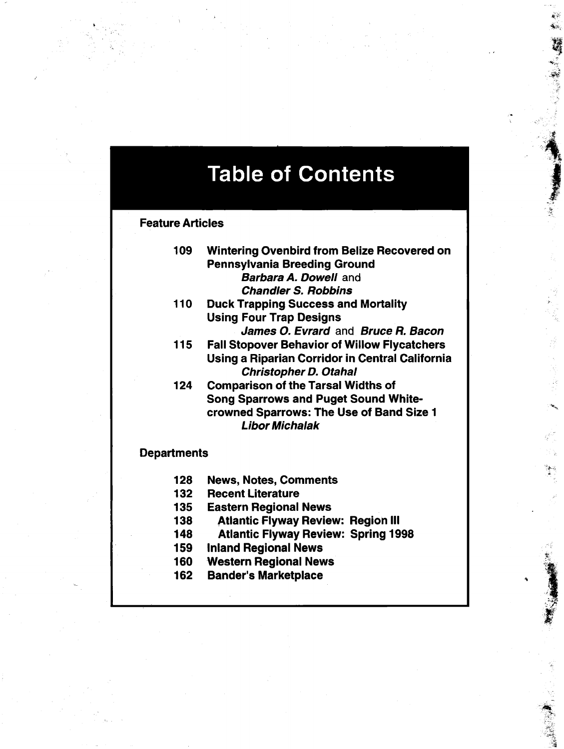# Table of Contents

## Feature Articles

109 **Wintering Ovenbird from Belize Recovered on Pennsylvania Breeding Ground**
*Barbara A. Dowell* and *Chandler S. Robbins*

110 **Duck Trapping Success and Mortality Using Four Trap Designs**
*James O. Evrard* and *Bruce R. Bacon*

115 **Fall Stopover Behavior of Willow Flycatchers Using a Riparian Corridor in Central California**
*Christopher D. Otahal*

124 **Comparison of the Tarsal Widths of Song Sparrows and Puget Sound White-crowned Sparrows: The Use of Band Size 1**
*Libor Michalak*

## Departments

128 News, Notes, Comments
132 Recent Literature
135 Eastern Regional News
138 Atlantic Flyway Review: Region III
148 Atlantic Flyway Review: Spring 1998
159 Inland Regional News
160 Western Regional News
162 Bander's Marketplace